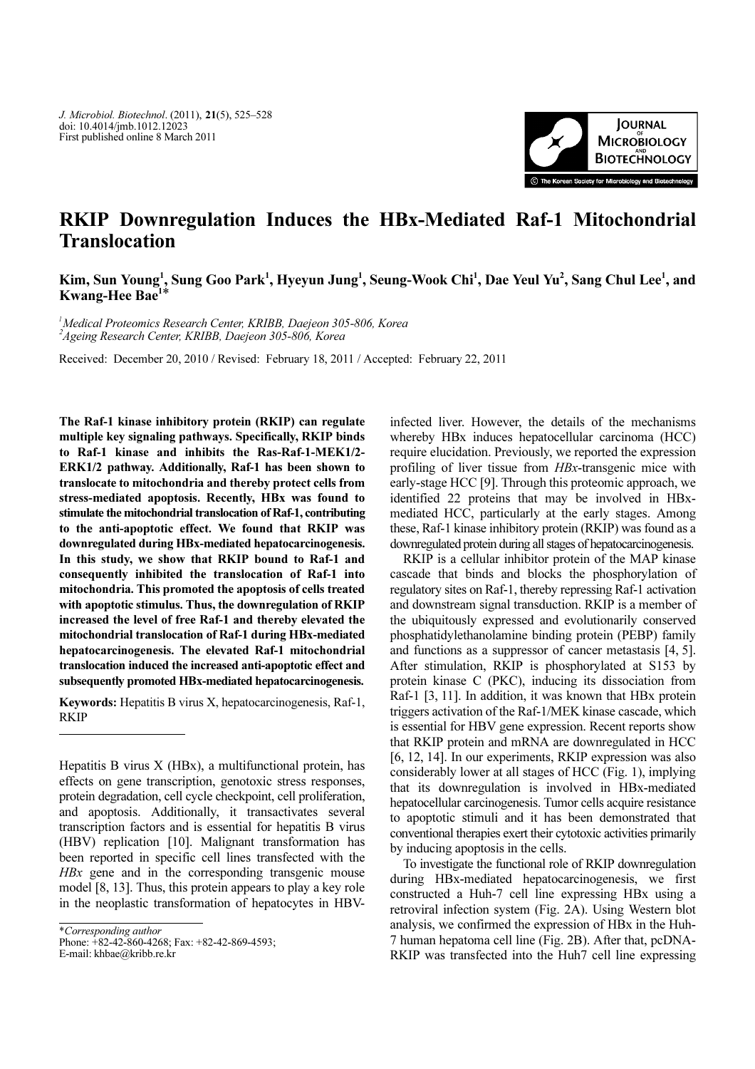# RKIP Downregulation Induces the HBx-Mediated Raf-1 Mitochondrial Translocation

Kim, Sun Young[1], Sung Goo Park[1], Hyeyun Jung[1], Seung-Wook Chi[1], Dae Yeul Yu[2], Sang Chul Lee[1], and Kwang-Hee Bae[1]*

[1] *Medical Proteomics Research Center, KRIBB, Daejeon 305-806, Korea*
[2] *Ageing Research Center, KRIBB, Daejeon 305-806, Korea*

Received: December 20, 2010 / Revised: February 18, 2011 / Accepted: February 22, 2011

**The Raf-1 kinase inhibitory protein (RKIP) can regulate multiple key signaling pathways. Specifically, RKIP binds to Raf-1 kinase and inhibits the Ras-Raf-1-MEK1/2-ERK1/2 pathway. Additionally, Raf-1 has been shown to translocate to mitochondria and thereby protect cells from stress-mediated apoptosis. Recently, HBx was found to stimulate the mitochondrial translocation of Raf-1, contributing to the anti-apoptotic effect. We found that RKIP was downregulated during HBx-mediated hepatocarcinogenesis. In this study, we show that RKIP bound to Raf-1 and consequently inhibited the translocation of Raf-1 into mitochondria. This promoted the apoptosis of cells treated with apoptotic stimulus. Thus, the downregulation of RKIP increased the level of free Raf-1 and thereby elevated the mitochondrial translocation of Raf-1 during HBx-mediated hepatocarcinogenesis. The elevated Raf-1 mitochondrial translocation induced the increased anti-apoptotic effect and subsequently promoted HBx-mediated hepatocarcinogenesis.**

**Keywords:** Hepatitis B virus X, hepatocarcinogenesis, Raf-1, RKIP

Hepatitis B virus X (HBx), a multifunctional protein, has effects on gene transcription, genotoxic stress responses, protein degradation, cell cycle checkpoint, cell proliferation, and apoptosis. Additionally, it transactivates several transcription factors and is essential for hepatitis B virus (HBV) replication [10]. Malignant transformation has been reported in specific cell lines transfected with the *HBx* gene and in the corresponding transgenic mouse model [8, 13]. Thus, this protein appears to play a key role in the neoplastic transformation of hepatocytes in HBV-infected liver. However, the details of the mechanisms whereby HBx induces hepatocellular carcinoma (HCC) require elucidation. Previously, we reported the expression profiling of liver tissue from *HBx*-transgenic mice with early-stage HCC [9]. Through this proteomic approach, we identified 22 proteins that may be involved in HBx-mediated HCC, particularly at the early stages. Among these, Raf-1 kinase inhibitory protein (RKIP) was found as a downregulated protein during all stages of hepatocarcinogenesis.

RKIP is a cellular inhibitor protein of the MAP kinase cascade that binds and blocks the phosphorylation of regulatory sites on Raf-1, thereby repressing Raf-1 activation and downstream signal transduction. RKIP is a member of the ubiquitously expressed and evolutionarily conserved phosphatidylethanolamine binding protein (PEBP) family and functions as a suppressor of cancer metastasis [4, 5]. After stimulation, RKIP is phosphorylated at S153 by protein kinase C (PKC), inducing its dissociation from Raf-1 [3, 11]. In addition, it was known that HBx protein triggers activation of the Raf-1/MEK kinase cascade, which is essential for HBV gene expression. Recent reports show that RKIP protein and mRNA are downregulated in HCC [6, 12, 14]. In our experiments, RKIP expression was also considerably lower at all stages of HCC (Fig. 1), implying that its downregulation is involved in HBx-mediated hepatocellular carcinogenesis. Tumor cells acquire resistance to apoptotic stimuli and it has been demonstrated that conventional therapies exert their cytotoxic activities primarily by inducing apoptosis in the cells.

To investigate the functional role of RKIP downregulation during HBx-mediated hepatocarcinogenesis, we first constructed a Huh-7 cell line expressing HBx using a retroviral infection system (Fig. 2A). Using Western blot analysis, we confirmed the expression of HBx in the Huh-7 human hepatoma cell line (Fig. 2B). After that, pcDNA-RKIP was transfected into the Huh7 cell line expressing

*Corresponding author
Phone: +82-42-860-4268; Fax: +82-42-869-4593;
E-mail: khbae@kribb.re.kr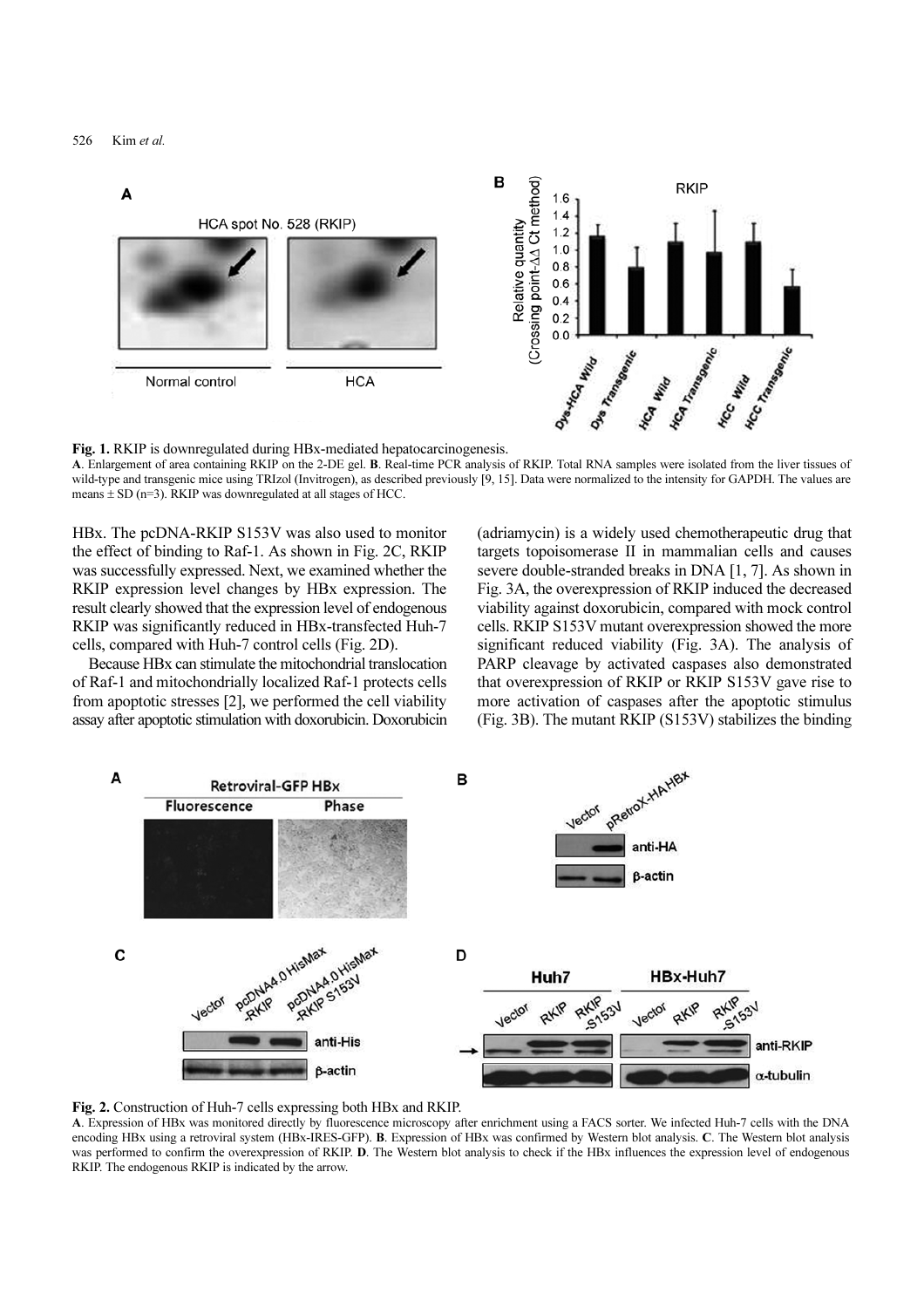**Fig. 1.** RKIP is downregulated during HBx-mediated hepatocarcinogenesis.

**A**. Enlargement of area containing RKIP on the 2-DE gel. **B**. Real-time PCR analysis of RKIP. Total RNA samples were isolated from the liver tissues of wild-type and transgenic mice using TRIzol (Invitrogen), as described previously [9, 15]. Data were normalized to the intensity for GAPDH. The values are means ± SD (n=3). RKIP was downregulated at all stages of HCC.

HBx. The pcDNA-RKIP S153V was also used to monitor the effect of binding to Raf-1. As shown in Fig. 2C, RKIP was successfully expressed. Next, we examined whether the RKIP expression level changes by HBx expression. The result clearly showed that the expression level of endogenous RKIP was significantly reduced in HBx-transfected Huh-7 cells, compared with Huh-7 control cells (Fig. 2D).

Because HBx can stimulate the mitochondrial translocation of Raf-1 and mitochondrially localized Raf-1 protects cells from apoptotic stresses [2], we performed the cell viability assay after apoptotic stimulation with doxorubicin. Doxorubicin (adriamycin) is a widely used chemotherapeutic drug that targets topoisomerase II in mammalian cells and causes severe double-stranded breaks in DNA [1, 7]. As shown in Fig. 3A, the overexpression of RKIP induced the decreased viability against doxorubicin, compared with mock control cells. RKIP S153V mutant overexpression showed the more significant reduced viability (Fig. 3A). The analysis of PARP cleavage by activated caspases also demonstrated that overexpression of RKIP or RKIP S153V gave rise to more activation of caspases after the apoptotic stimulus (Fig. 3B). The mutant RKIP (S153V) stabilizes the binding

**Fig. 2.** Construction of Huh-7 cells expressing both HBx and RKIP.

**A**. Expression of HBx was monitored directly by fluorescence microscopy after enrichment using a FACS sorter. We infected Huh-7 cells with the DNA encoding HBx using a retroviral system (HBx-IRES-GFP). **B**. Expression of HBx was confirmed by Western blot analysis. **C**. The Western blot analysis was performed to confirm the overexpression of RKIP. **D**. The Western blot analysis to check if the HBx influences the expression level of endogenous RKIP. The endogenous RKIP is indicated by the arrow.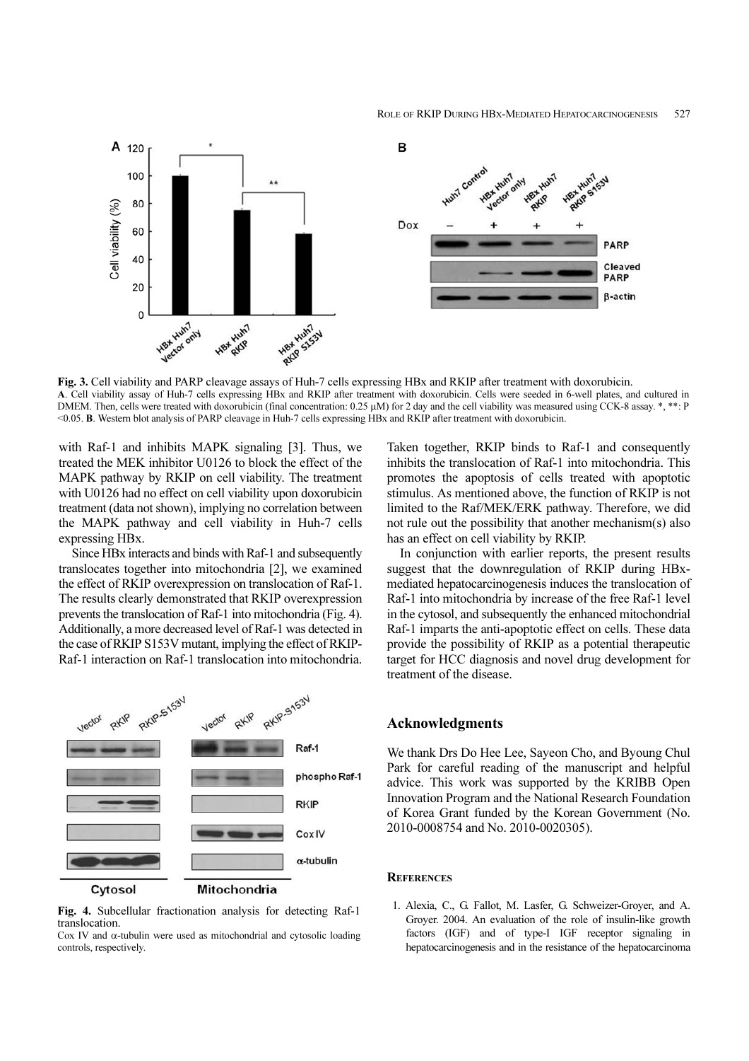**Fig. 3.** Cell viability and PARP cleavage assays of Huh-7 cells expressing HBx and RKIP after treatment with doxorubicin.

**A**. Cell viability assay of Huh-7 cells expressing HBx and RKIP after treatment with doxorubicin. Cells were seeded in 6-well plates, and cultured in DMEM. Then, cells were treated with doxorubicin (final concentration: 0.25 μM) for 2 day and the cell viability was measured using CCK-8 assay. *, **: P <0.05. **B**. Western blot analysis of PARP cleavage in Huh-7 cells expressing HBx and RKIP after treatment with doxorubicin.

with Raf-1 and inhibits MAPK signaling [3]. Thus, we treated the MEK inhibitor U0126 to block the effect of the MAPK pathway by RKIP on cell viability. The treatment with U0126 had no effect on cell viability upon doxorubicin treatment (data not shown), implying no correlation between the MAPK pathway and cell viability in Huh-7 cells expressing HBx.

Since HBx interacts and binds with Raf-1 and subsequently translocates together into mitochondria [2], we examined the effect of RKIP overexpression on translocation of Raf-1. The results clearly demonstrated that RKIP overexpression prevents the translocation of Raf-1 into mitochondria (Fig. 4). Additionally, a more decreased level of Raf-1 was detected in the case of RKIP S153V mutant, implying the effect of RKIP-Raf-1 interaction on Raf-1 translocation into mitochondria.

**Fig. 4.** Subcellular fractionation analysis for detecting Raf-1 translocation.

Cox IV and α-tubulin were used as mitochondrial and cytosolic loading controls, respectively.

Taken together, RKIP binds to Raf-1 and consequently inhibits the translocation of Raf-1 into mitochondria. This promotes the apoptosis of cells treated with apoptotic stimulus. As mentioned above, the function of RKIP is not limited to the Raf/MEK/ERK pathway. Therefore, we did not rule out the possibility that another mechanism(s) also has an effect on cell viability by RKIP.

In conjunction with earlier reports, the present results suggest that the downregulation of RKIP during HBx-mediated hepatocarcinogenesis induces the translocation of Raf-1 into mitochondria by increase of the free Raf-1 level in the cytosol, and subsequently the enhanced mitochondrial Raf-1 imparts the anti-apoptotic effect on cells. These data provide the possibility of RKIP as a potential therapeutic target for HCC diagnosis and novel drug development for treatment of the disease.

## Acknowledgments

We thank Drs Do Hee Lee, Sayeon Cho, and Byoung Chul Park for careful reading of the manuscript and helpful advice. This work was supported by the KRIBB Open Innovation Program and the National Research Foundation of Korea Grant funded by the Korean Government (No. 2010-0008754 and No. 2010-0020305).

## References

1. Alexia, C., G. Fallot, M. Lasfer, G. Schweizer-Groyer, and A. Groyer. 2004. An evaluation of the role of insulin-like growth factors (IGF) and of type-I IGF receptor signaling in hepatocarcinogenesis and in the resistance of the hepatocarcinoma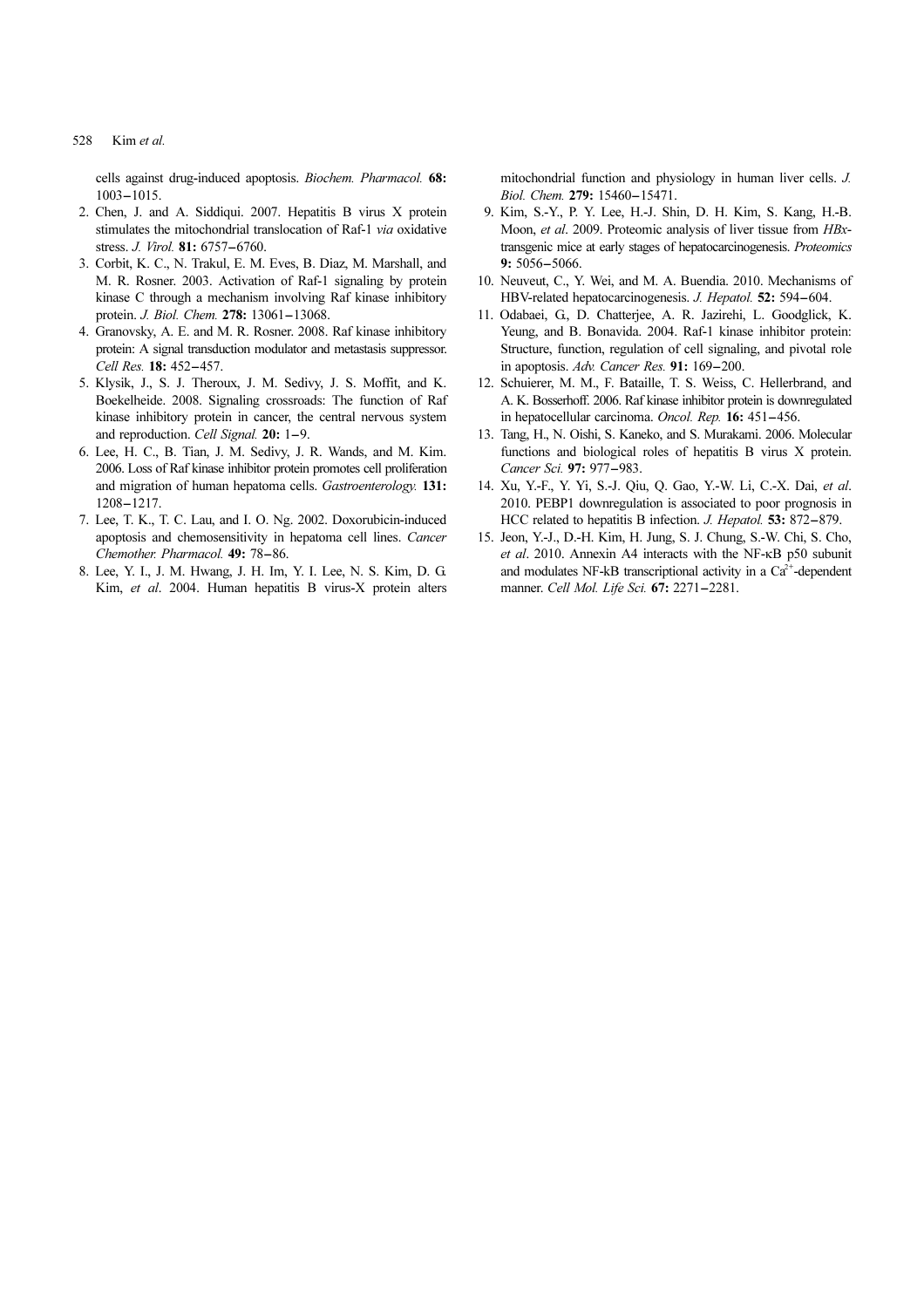cells against drug-induced apoptosis. *Biochem. Pharmacol.* **68:** 1003–1015.

2. Chen, J. and A. Siddiqui. 2007. Hepatitis B virus X protein stimulates the mitochondrial translocation of Raf-1 *via* oxidative stress. *J. Virol.* **81:** 6757–6760.
3. Corbit, K. C., N. Trakul, E. M. Eves, B. Diaz, M. Marshall, and M. R. Rosner. 2003. Activation of Raf-1 signaling by protein kinase C through a mechanism involving Raf kinase inhibitory protein. *J. Biol. Chem.* **278:** 13061–13068.
4. Granovsky, A. E. and M. R. Rosner. 2008. Raf kinase inhibitory protein: A signal transduction modulator and metastasis suppressor. *Cell Res.* **18:** 452–457.
5. Klysik, J., S. J. Theroux, J. M. Sedivy, J. S. Moffit, and K. Boekelheide. 2008. Signaling crossroads: The function of Raf kinase inhibitory protein in cancer, the central nervous system and reproduction. *Cell Signal.* **20:** 1–9.
6. Lee, H. C., B. Tian, J. M. Sedivy, J. R. Wands, and M. Kim. 2006. Loss of Raf kinase inhibitor protein promotes cell proliferation and migration of human hepatoma cells. *Gastroenterology.* **131:** 1208–1217.
7. Lee, T. K., T. C. Lau, and I. O. Ng. 2002. Doxorubicin-induced apoptosis and chemosensitivity in hepatoma cell lines. *Cancer Chemother. Pharmacol.* **49:** 78–86.
8. Lee, Y. I., J. M. Hwang, J. H. Im, Y. I. Lee, N. S. Kim, D. G. Kim, *et al*. 2004. Human hepatitis B virus-X protein alters mitochondrial function and physiology in human liver cells. *J. Biol. Chem.* **279:** 15460–15471.
9. Kim, S.-Y., P. Y. Lee, H.-J. Shin, D. H. Kim, S. Kang, H.-B. Moon, *et al*. 2009. Proteomic analysis of liver tissue from *HBx*-transgenic mice at early stages of hepatocarcinogenesis. *Proteomics* **9:** 5056–5066.
10. Neuveut, C., Y. Wei, and M. A. Buendia. 2010. Mechanisms of HBV-related hepatocarcinogenesis. *J. Hepatol.* **52:** 594–604.
11. Odabaei, G., D. Chatterjee, A. R. Jazirehi, L. Goodglick, K. Yeung, and B. Bonavida. 2004. Raf-1 kinase inhibitor protein: Structure, function, regulation of cell signaling, and pivotal role in apoptosis. *Adv. Cancer Res.* **91:** 169–200.
12. Schuierer, M. M., F. Bataille, T. S. Weiss, C. Hellerbrand, and A. K. Bosserhoff. 2006. Raf kinase inhibitor protein is downregulated in hepatocellular carcinoma. *Oncol. Rep.* **16:** 451–456.
13. Tang, H., N. Oishi, S. Kaneko, and S. Murakami. 2006. Molecular functions and biological roles of hepatitis B virus X protein. *Cancer Sci.* **97:** 977–983.
14. Xu, Y.-F., Y. Yi, S.-J. Qiu, Q. Gao, Y.-W. Li, C.-X. Dai, *et al*. 2010. PEBP1 downregulation is associated to poor prognosis in HCC related to hepatitis B infection. *J. Hepatol.* **53:** 872–879.
15. Jeon, Y.-J., D.-H. Kim, H. Jung, S. J. Chung, S.-W. Chi, S. Cho, *et al*. 2010. Annexin A4 interacts with the NF-κB p50 subunit and modulates NF-kB transcriptional activity in a $Ca^{2+}$-dependent manner. *Cell Mol. Life Sci.* **67:** 2271–2281.